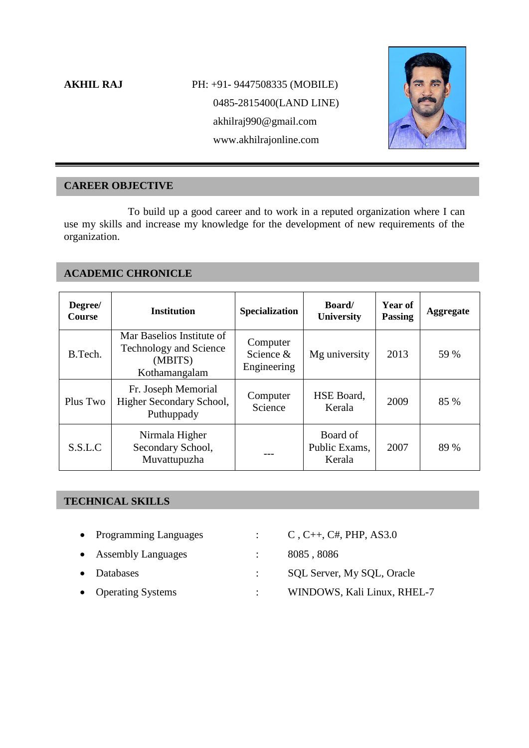**AKHIL RAJ**

PH: +91- 9447508335 (MOBILE)
0485-2815400(LAND LINE)
akhilraj990@gmail.com
www.akhilrajonline.com

## CAREER OBJECTIVE

To build up a good career and to work in a reputed organization where I can use my skills and increase my knowledge for the development of new requirements of the organization.

## ACADEMIC CHRONICLE

| Degree/ Course | Institution | Specialization | Board/ University | Year of Passing | Aggregate |
|---|---|---|---|---|---|
| B.Tech. | Mar Baselios Institute of Technology and Science (MBITS) Kothamangalam | Computer Science & Engineering | Mg university | 2013 | 59 % |
| Plus Two | Fr. Joseph Memorial Higher Secondary School, Puthuppady | Computer Science | HSE Board, Kerala | 2009 | 85 % |
| S.S.L.C | Nirmala Higher Secondary School, Muvattupuzha | --- | Board of Public Exams, Kerala | 2007 | 89 % |

## TECHNICAL SKILLS

- Programming Languages : C , C++, C#, PHP, AS3.0
- Assembly Languages : 8085 , 8086
- Databases : SQL Server, My SQL, Oracle
- Operating Systems : WINDOWS, Kali Linux, RHEL-7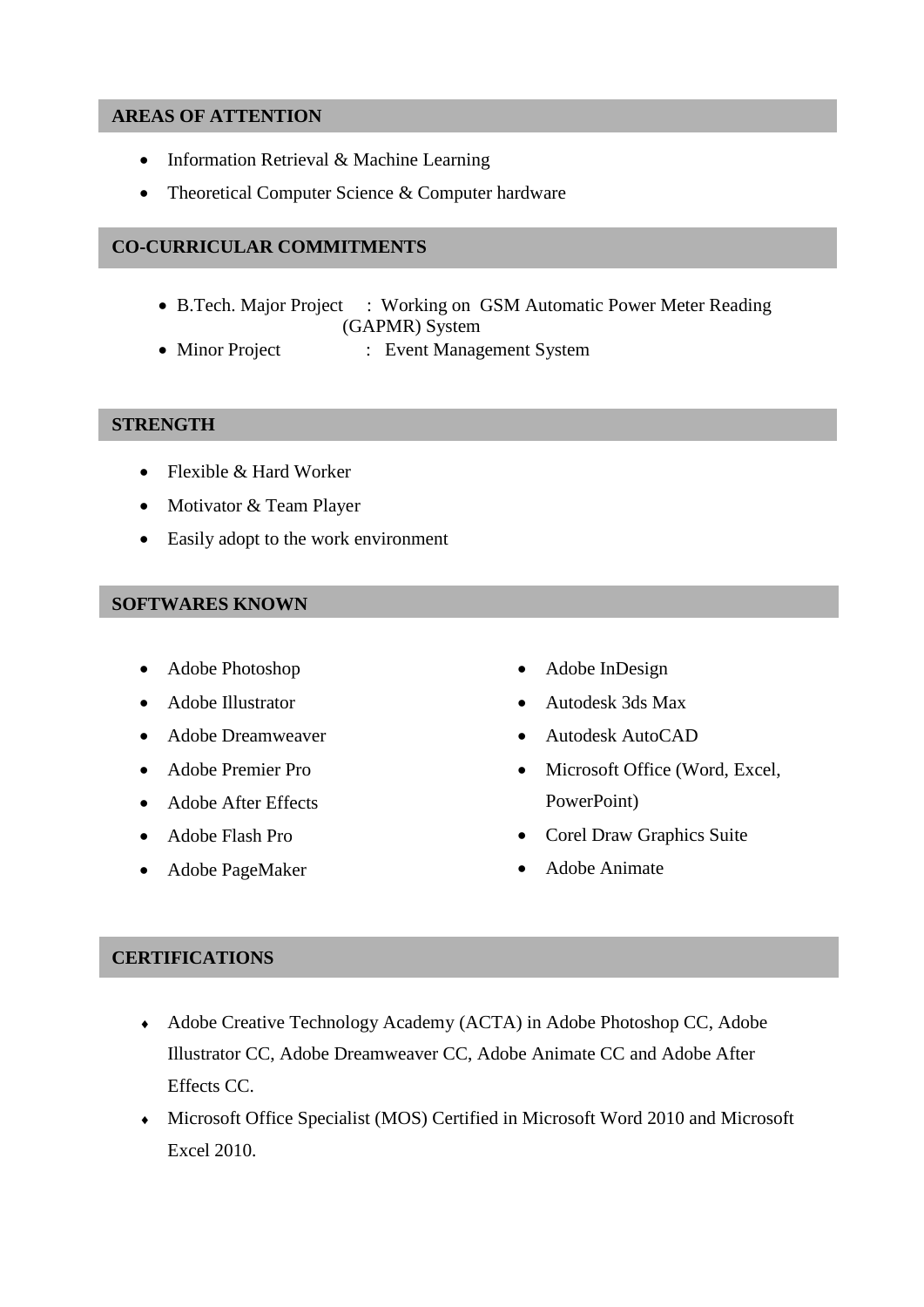## AREAS OF ATTENTION

- Information Retrieval & Machine Learning
- Theoretical Computer Science & Computer hardware

## CO-CURRICULAR COMMITMENTS

- B.Tech. Major Project : Working on GSM Automatic Power Meter Reading (GAPMR) System
- Minor Project : Event Management System

## STRENGTH

- Flexible & Hard Worker
- Motivator & Team Player
- Easily adopt to the work environment

## SOFTWARES KNOWN

- Adobe Photoshop
- Adobe Illustrator
- Adobe Dreamweaver
- Adobe Premier Pro
- Adobe After Effects
- Adobe Flash Pro
- Adobe PageMaker
- Adobe InDesign
- Autodesk 3ds Max
- Autodesk AutoCAD
- Microsoft Office (Word, Excel, PowerPoint)
- Corel Draw Graphics Suite
- Adobe Animate

## CERTIFICATIONS

- Adobe Creative Technology Academy (ACTA) in Adobe Photoshop CC, Adobe Illustrator CC, Adobe Dreamweaver CC, Adobe Animate CC and Adobe After Effects CC.
- Microsoft Office Specialist (MOS) Certified in Microsoft Word 2010 and Microsoft Excel 2010.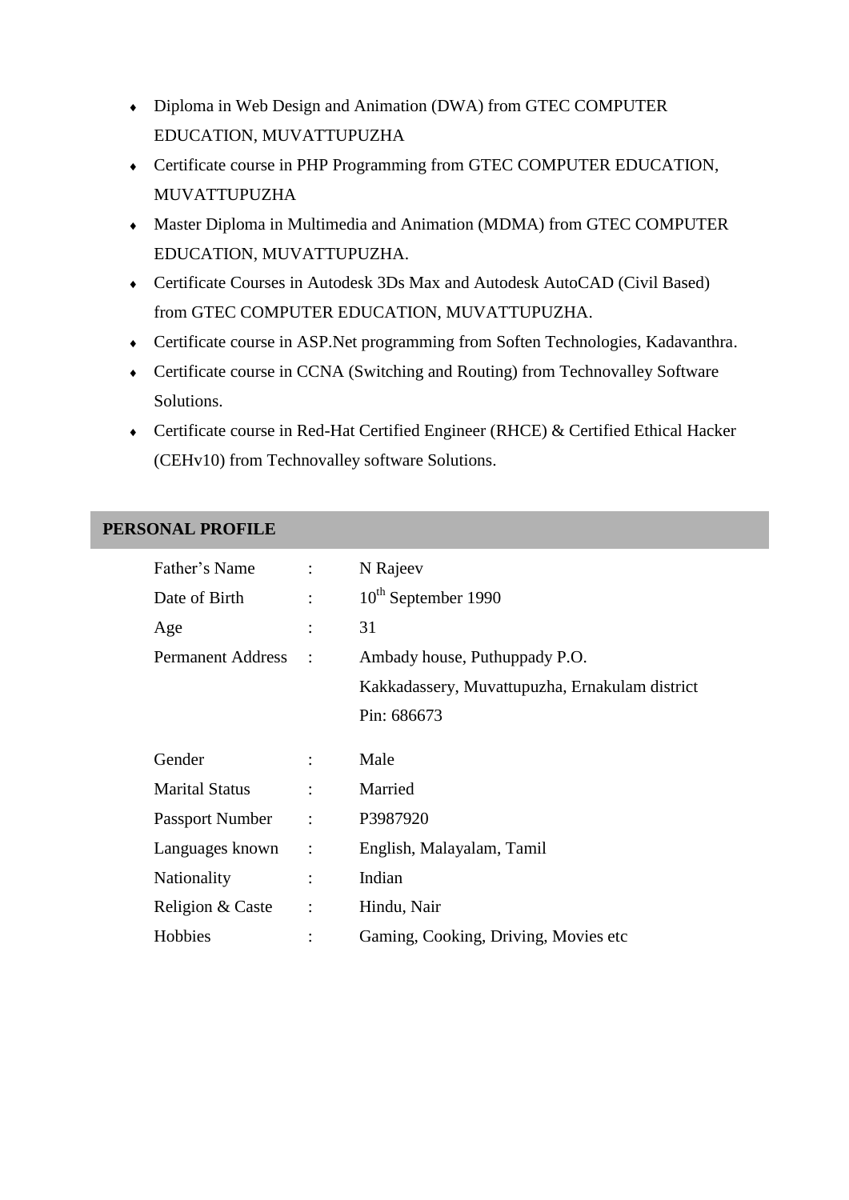- Diploma in Web Design and Animation (DWA) from GTEC COMPUTER EDUCATION, MUVATTUPUZHA
- Certificate course in PHP Programming from GTEC COMPUTER EDUCATION, MUVATTUPUZHA
- Master Diploma in Multimedia and Animation (MDMA) from GTEC COMPUTER EDUCATION, MUVATTUPUZHA.
- Certificate Courses in Autodesk 3Ds Max and Autodesk AutoCAD (Civil Based) from GTEC COMPUTER EDUCATION, MUVATTUPUZHA.
- Certificate course in ASP.Net programming from Soften Technologies, Kadavanthra.
- Certificate course in CCNA (Switching and Routing) from Technovalley Software Solutions.
- Certificate course in Red-Hat Certified Engineer (RHCE) & Certified Ethical Hacker (CEHv10) from Technovalley software Solutions.

## PERSONAL PROFILE

| | | |
|---|---|---|
| Father's Name | : | N Rajeev |
| Date of Birth | : | 10th September 1990 |
| Age | : | 31 |
| Permanent Address | : | Ambady house, Puthuppady P.O.<br>Kakkadassery, Muvattupuzha, Ernakulam district<br>Pin: 686673 |
| Gender | : | Male |
| Marital Status | : | Married |
| Passport Number | : | P3987920 |
| Languages known | : | English, Malayalam, Tamil |
| Nationality | : | Indian |
| Religion & Caste | : | Hindu, Nair |
| Hobbies | : | Gaming, Cooking, Driving, Movies etc |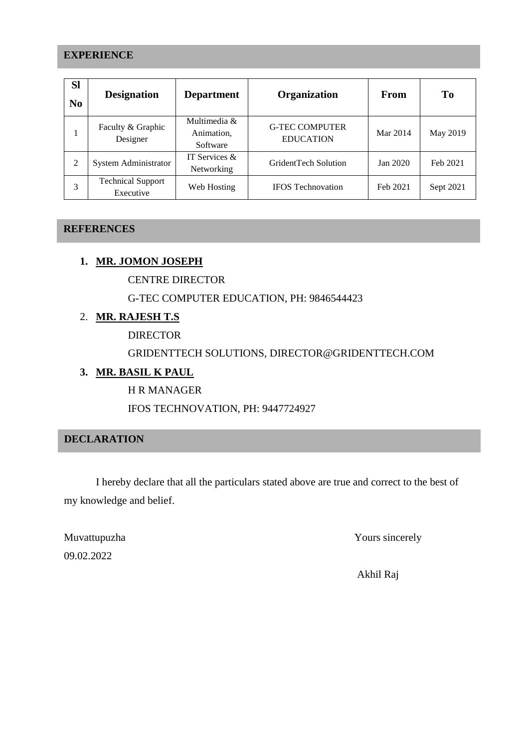## EXPERIENCE

| Sl No | Designation | Department | Organization | From | To |
|---|---|---|---|---|---|
| 1 | Faculty & Graphic Designer | Multimedia & Animation, Software | G-TEC COMPUTER EDUCATION | Mar 2014 | May 2019 |
| 2 | System Administrator | IT Services & Networking | GridentTech Solution | Jan 2020 | Feb 2021 |
| 3 | Technical Support Executive | Web Hosting | IFOS Technovation | Feb 2021 | Sept 2021 |

## REFERENCES

1. **MR. JOMON JOSEPH**

   CENTRE DIRECTOR

   G-TEC COMPUTER EDUCATION, PH: 9846544423

2. **MR. RAJESH T.S**

   DIRECTOR

   GRIDENTTECH SOLUTIONS, DIRECTOR@GRIDENTTECH.COM

3. **MR. BASIL K PAUL**

   H R MANAGER

   IFOS TECHNOVATION, PH: 9447724927

## DECLARATION

I hereby declare that all the particulars stated above are true and correct to the best of my knowledge and belief.

Muvattupuzha

09.02.2022

Yours sincerely

Akhil Raj